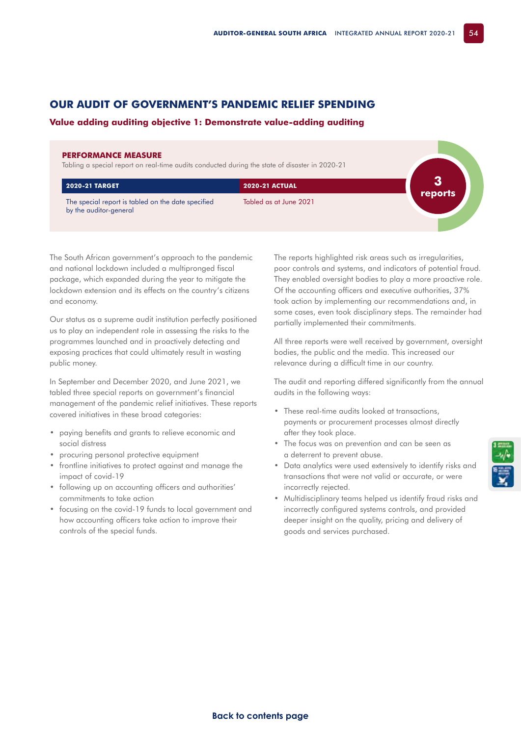## OUR AUDIT OF GOVERNMENT'S PANDEMIC RELIEF SPENDING

### Value adding auditing objective 1: Demonstrate value-adding auditing

**PERFORMANCE MEASURE**

Tabling a special report on real-time audits conducted during the state of disaster in 2020-21

| 2020-21 TARGET | 2020-21 ACTUAL |
|---|---|
| The special report is tabled on the date specified by the auditor-general | Tabled as at June 2021 |

**3 reports**

The South African government's approach to the pandemic and national lockdown included a multipronged fiscal package, which expanded during the year to mitigate the lockdown extension and its effects on the country's citizens and economy.

Our status as a supreme audit institution perfectly positioned us to play an independent role in assessing the risks to the programmes launched and in proactively detecting and exposing practices that could ultimately result in wasting public money.

In September and December 2020, and June 2021, we tabled three special reports on government's financial management of the pandemic relief initiatives. These reports covered initiatives in these broad categories:

- paying benefits and grants to relieve economic and social distress
- procuring personal protective equipment
- frontline initiatives to protect against and manage the impact of covid-19
- following up on accounting officers and authorities' commitments to take action
- focusing on the covid-19 funds to local government and how accounting officers take action to improve their controls of the special funds.

The reports highlighted risk areas such as irregularities, poor controls and systems, and indicators of potential fraud. They enabled oversight bodies to play a more proactive role. Of the accounting officers and executive authorities, 37% took action by implementing our recommendations and, in some cases, even took disciplinary steps. The remainder had partially implemented their commitments.

All three reports were well received by government, oversight bodies, the public and the media. This increased our relevance during a difficult time in our country.

The audit and reporting differed significantly from the annual audits in the following ways:

- These real-time audits looked at transactions, payments or procurement processes almost directly after they took place.
- The focus was on prevention and can be seen as a deterrent to prevent abuse.
- Data analytics were used extensively to identify risks and transactions that were not valid or accurate, or were incorrectly rejected.
- Multidisciplinary teams helped us identify fraud risks and incorrectly configured systems controls, and provided deeper insight on the quality, pricing and delivery of goods and services purchased.

Back to contents page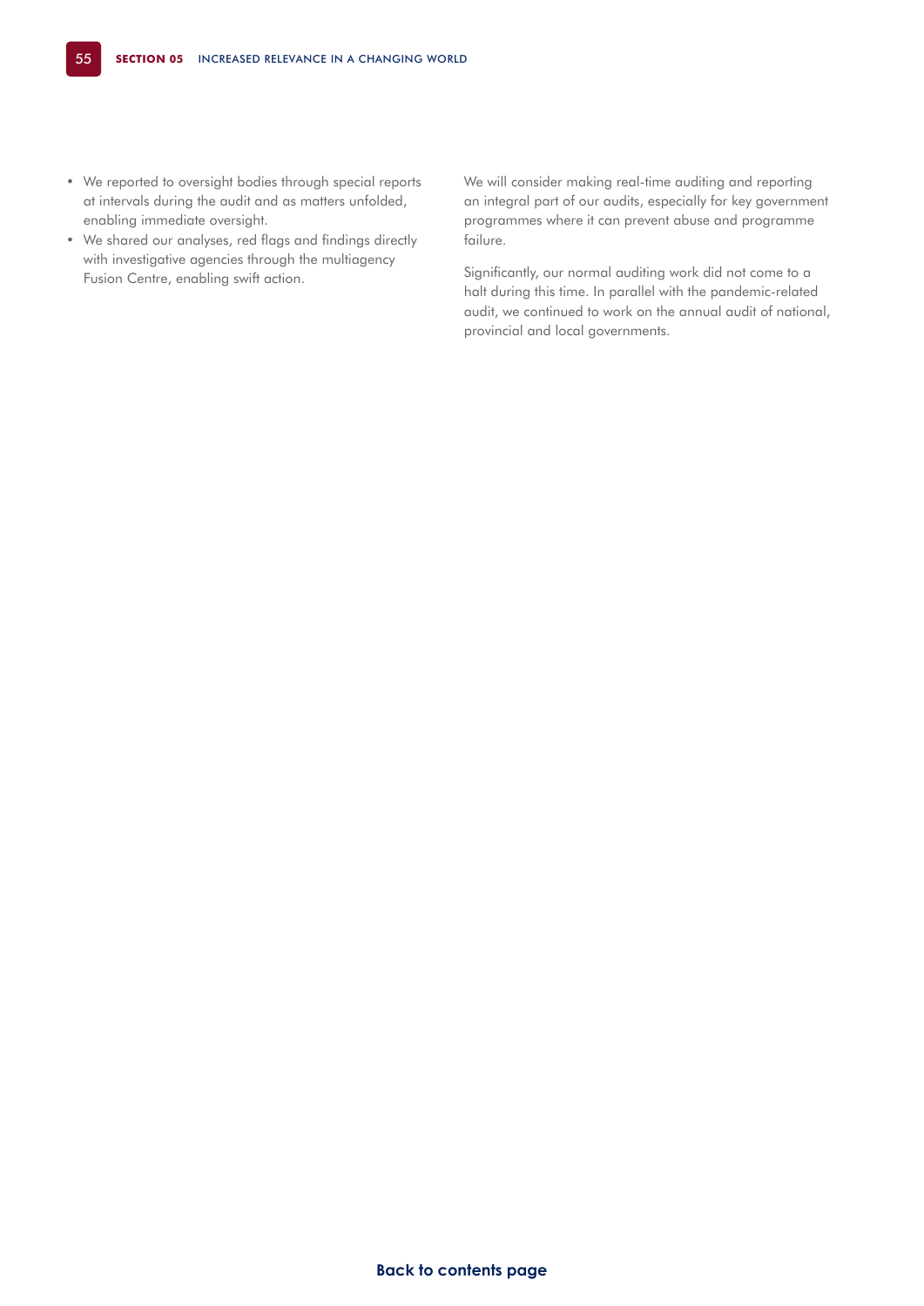- We reported to oversight bodies through special reports at intervals during the audit and as matters unfolded, enabling immediate oversight.
- We shared our analyses, red flags and findings directly with investigative agencies through the multiagency Fusion Centre, enabling swift action.

We will consider making real-time auditing and reporting an integral part of our audits, especially for key government programmes where it can prevent abuse and programme failure.

Significantly, our normal auditing work did not come to a halt during this time. In parallel with the pandemic-related audit, we continued to work on the annual audit of national, provincial and local governments.

**Back to contents page**